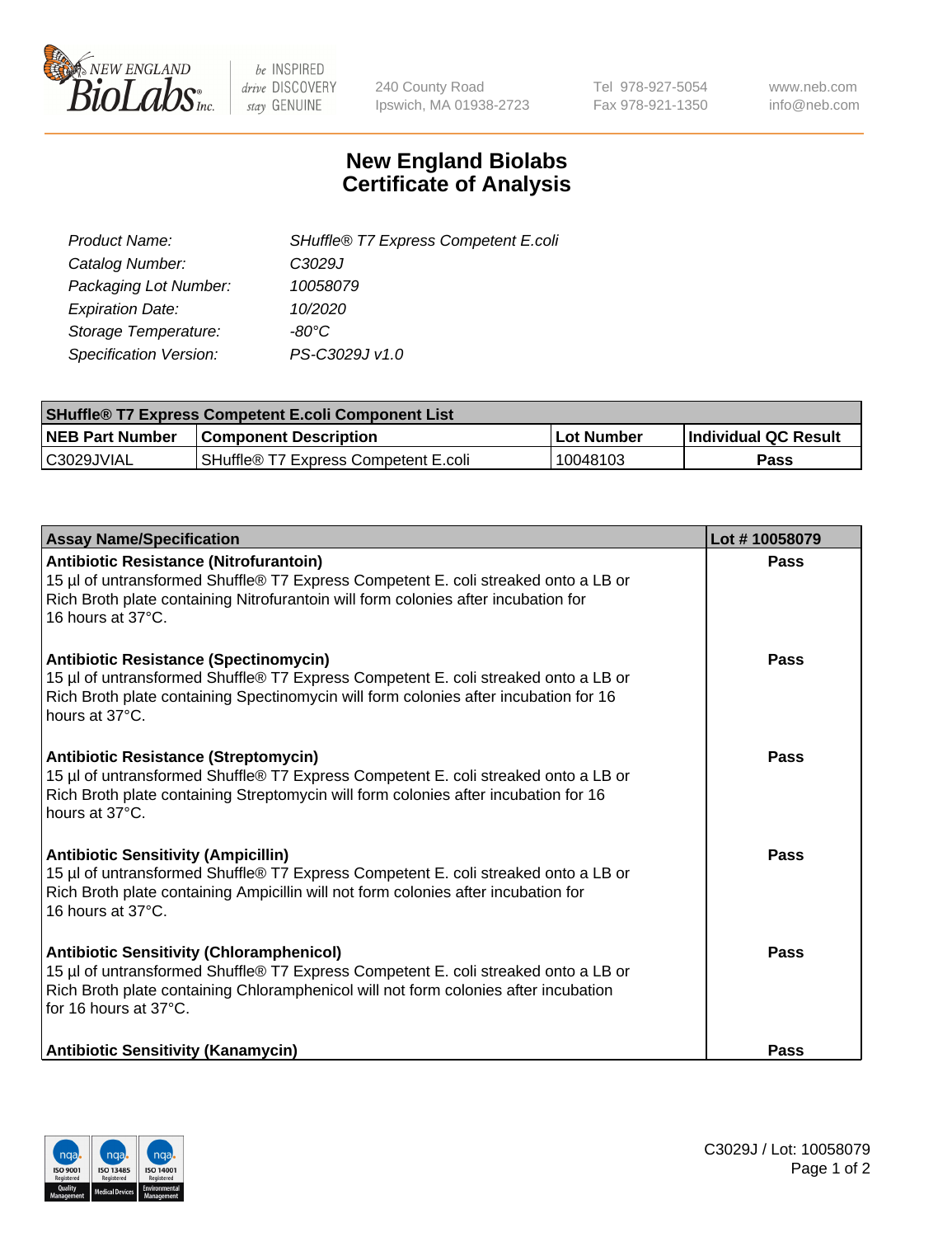# New England Biolabs
## Certificate of Analysis

| | |
|---|---|
| *Product Name:* | *SHuffle® T7 Express Competent E.coli* |
| *Catalog Number:* | *C3029J* |
| *Packaging Lot Number:* | *10058079* |
| *Expiration Date:* | *10/2020* |
| *Storage Temperature:* | *-80°C* |
| *Specification Version:* | *PS-C3029J v1.0* |

| SHuffle® T7 Express Competent E.coli Component List | | | |
|---|---|---|---|
| **NEB Part Number** | **Component Description** | **Lot Number** | **Individual QC Result** |
| C3029JVIAL | SHuffle® T7 Express Competent E.coli | 10048103 | **Pass** |

| Assay Name/Specification | Lot # 10058079 |
|---|---|
| **Antibiotic Resistance (Nitrofurantoin)**<br>15 µl of untransformed Shuffle® T7 Express Competent E. coli streaked onto a LB or Rich Broth plate containing Nitrofurantoin will form colonies after incubation for 16 hours at 37°C. | **Pass** |
| **Antibiotic Resistance (Spectinomycin)**<br>15 µl of untransformed Shuffle® T7 Express Competent E. coli streaked onto a LB or Rich Broth plate containing Spectinomycin will form colonies after incubation for 16 hours at 37°C. | **Pass** |
| **Antibiotic Resistance (Streptomycin)**<br>15 µl of untransformed Shuffle® T7 Express Competent E. coli streaked onto a LB or Rich Broth plate containing Streptomycin will form colonies after incubation for 16 hours at 37°C. | **Pass** |
| **Antibiotic Sensitivity (Ampicillin)**<br>15 µl of untransformed Shuffle® T7 Express Competent E. coli streaked onto a LB or Rich Broth plate containing Ampicillin will not form colonies after incubation for 16 hours at 37°C. | **Pass** |
| **Antibiotic Sensitivity (Chloramphenicol)**<br>15 µl of untransformed Shuffle® T7 Express Competent E. coli streaked onto a LB or Rich Broth plate containing Chloramphenicol will not form colonies after incubation for 16 hours at 37°C. | **Pass** |
| **Antibiotic Sensitivity (Kanamycin)** | **Pass** |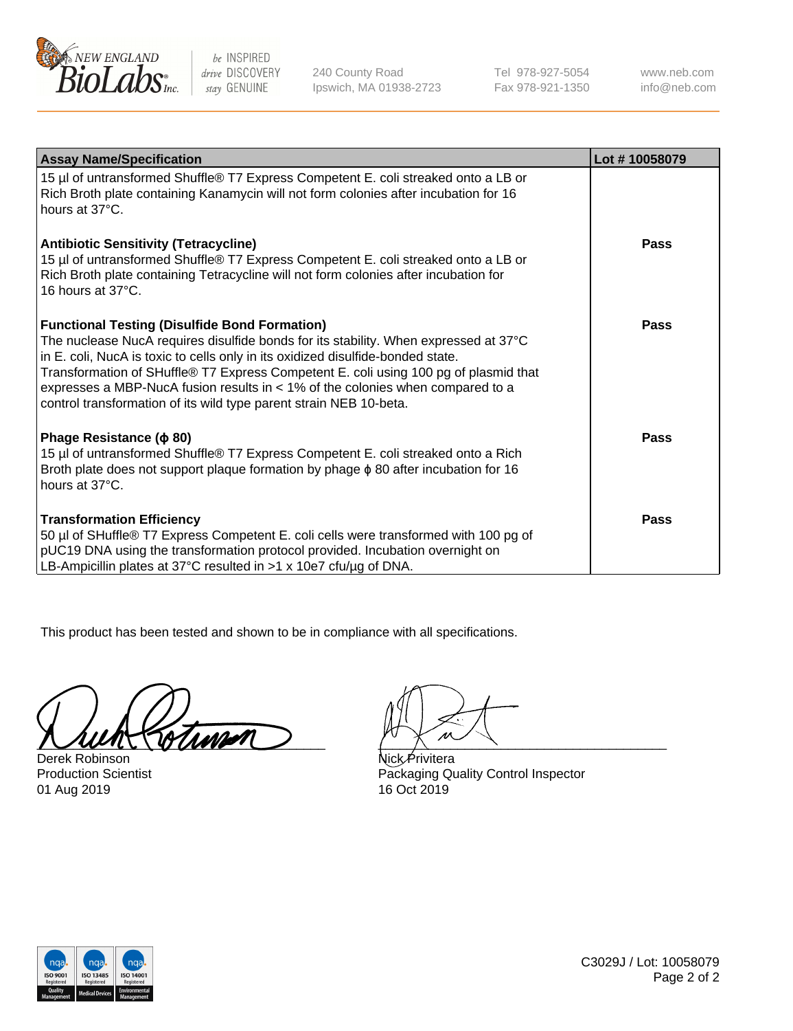| Assay Name/Specification | Lot # 10058079 |
| --- | --- |
| 15 µl of untransformed Shuffle® T7 Express Competent E. coli streaked onto a LB or Rich Broth plate containing Kanamycin will not form colonies after incubation for 16 hours at 37°C. | |
| **Antibiotic Sensitivity (Tetracycline)**<br>15 µl of untransformed Shuffle® T7 Express Competent E. coli streaked onto a LB or Rich Broth plate containing Tetracycline will not form colonies after incubation for 16 hours at 37°C. | Pass |
| **Functional Testing (Disulfide Bond Formation)**<br>The nuclease NucA requires disulfide bonds for its stability. When expressed at 37°C in E. coli, NucA is toxic to cells only in its oxidized disulfide-bonded state. Transformation of SHuffle® T7 Express Competent E. coli using 100 pg of plasmid that expresses a MBP-NucA fusion results in < 1% of the colonies when compared to a control transformation of its wild type parent strain NEB 10-beta. | Pass |
| **Phage Resistance (ϕ 80)**<br>15 µl of untransformed Shuffle® T7 Express Competent E. coli streaked onto a Rich Broth plate does not support plaque formation by phage ϕ 80 after incubation for 16 hours at 37°C. | Pass |
| **Transformation Efficiency**<br>50 µl of SHuffle® T7 Express Competent E. coli cells were transformed with 100 pg of pUC19 DNA using the transformation protocol provided. Incubation overnight on LB-Ampicillin plates at 37°C resulted in >1 x 10e7 cfu/µg of DNA. | Pass |

This product has been tested and shown to be in compliance with all specifications.

Derek Robinson
Production Scientist
01 Aug 2019

Nick Privitera
Packaging Quality Control Inspector
16 Oct 2019

C3029J / Lot: 10058079